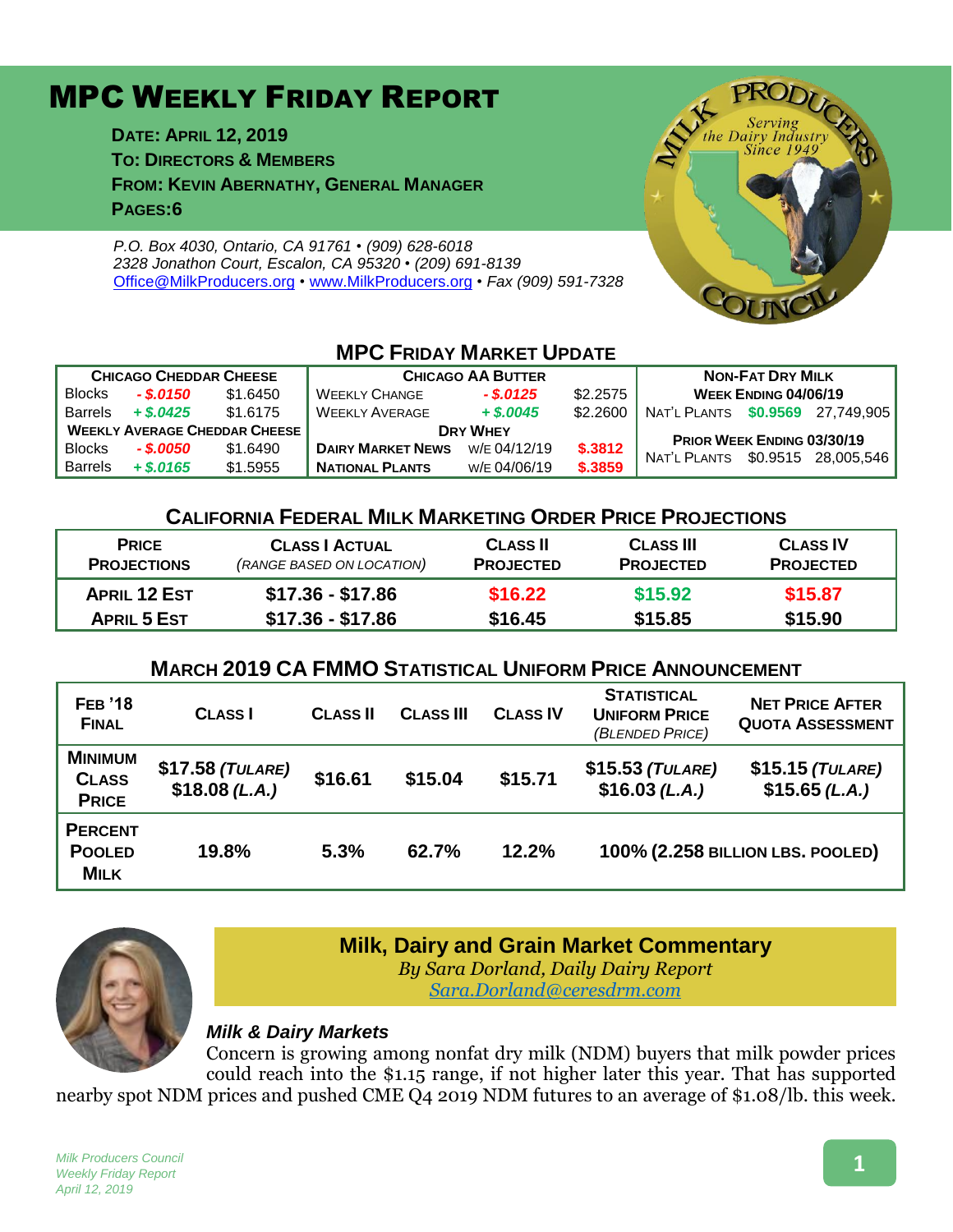# MPC Weekly Friday Report

**Date: April 12, 2019**
**To: Directors & Members**
**From: Kevin Abernathy, General Manager**
**Pages: 6**

*P.O. Box 4030, Ontario, CA 91761 • (909) 628-6018*
*2328 Jonathon Court, Escalon, CA 95320 • (209) 691-8139*
*Office@MilkProducers.org • www.MilkProducers.org • Fax (909) 591-7328*

## MPC Friday Market Update

| Chicago Cheddar Cheese | | | Chicago AA Butter | | | Non-Fat Dry Milk | | |
|---|---|---|---|---|---|---|---|---|
| Blocks | *- $.0150* | $1.6450 | Weekly Change | *- $.0125* | $2.2575 | Week Ending 04/06/19 | | |
| Barrels | *+ $.0425* | $1.6175 | Weekly Average | *+ $.0045* | $2.2600 | Nat'l Plants | $0.9569 | 27,749,905 |
| Weekly Average Cheddar Cheese | | | Dry Whey | | | Prior Week Ending 03/30/19 | | |
| Blocks | *- $.0050* | $1.6490 | Dairy Market News | w/e 04/12/19 | $.3812 | Nat'l Plants | $0.9515 | 28,005,546 |
| Barrels | *+ $.0165* | $1.5955 | National Plants | w/e 04/06/19 | $.3859 | | | |

## California Federal Milk Marketing Order Price Projections

| Price Projections | Class I Actual *(Range based on location)* | Class II Projected | Class III Projected | Class IV Projected |
|---|---|---|---|---|
| **April 12 Est** | **$17.36 - $17.86** | **$16.22** | **$15.92** | **$15.87** |
| **April 5 Est** | **$17.36 - $17.86** | **$16.45** | **$15.85** | **$15.90** |

## March 2019 CA FMMO Statistical Uniform Price Announcement

| Feb '18 Final | Class I | Class II | Class III | Class IV | Statistical Uniform Price *(Blended Price)* | Net Price After Quota Assessment |
|---|---|---|---|---|---|---|
| **Minimum Class Price** | **$17.58 *(Tulare)* $18.08 *(L.A.)*** | **$16.61** | **$15.04** | **$15.71** | **$15.53 *(Tulare)* $16.03 *(L.A.)*** | **$15.15 *(Tulare)* $15.65 *(L.A.)*** |
| **Percent Pooled Milk** | **19.8%** | **5.3%** | **62.7%** | **12.2%** | **100% (2.258 billion lbs. pooled)** | |

## Milk, Dairy and Grain Market Commentary

*By Sara Dorland, Daily Dairy Report*
*Sara.Dorland@ceresdrm.com*

### *Milk & Dairy Markets*

Concern is growing among nonfat dry milk (NDM) buyers that milk powder prices could reach into the $1.15 range, if not higher later this year. That has supported nearby spot NDM prices and pushed CME Q4 2019 NDM futures to an average of $1.08/lb. this week.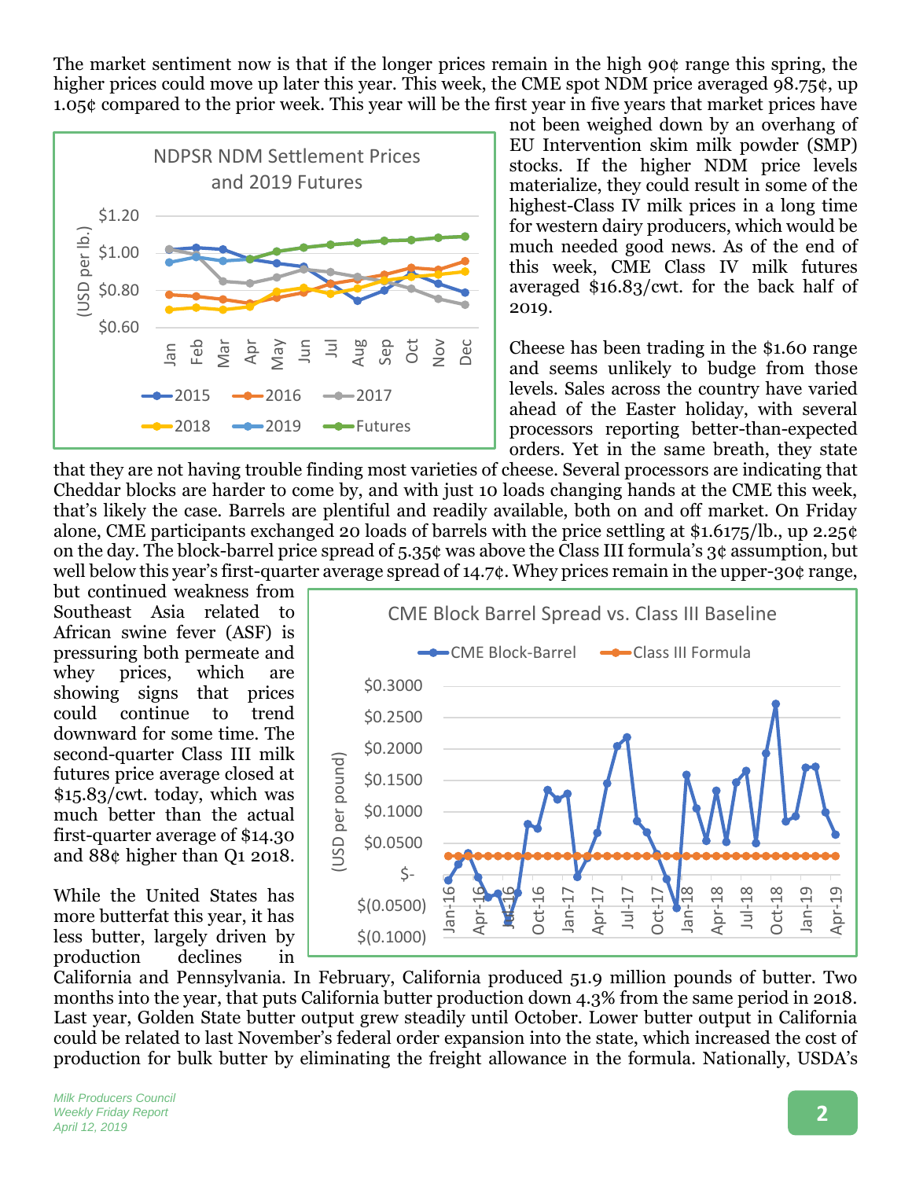The market sentiment now is that if the longer prices remain in the high 90¢ range this spring, the higher prices could move up later this year. This week, the CME spot NDM price averaged 98.75¢, up 1.05¢ compared to the prior week. This year will be the first year in five years that market prices have not been weighed down by an overhang of EU Intervention skim milk powder (SMP) stocks. If the higher NDM price levels materialize, they could result in some of the highest-Class IV milk prices in a long time for western dairy producers, which would be much needed good news. As of the end of this week, CME Class IV milk futures averaged $16.83/cwt. for the back half of 2019.

Cheese has been trading in the $1.60 range and seems unlikely to budge from those levels. Sales across the country have varied ahead of the Easter holiday, with several processors reporting better-than-expected orders. Yet in the same breath, they state that they are not having trouble finding most varieties of cheese. Several processors are indicating that Cheddar blocks are harder to come by, and with just 10 loads changing hands at the CME this week, that's likely the case. Barrels are plentiful and readily available, both on and off market. On Friday alone, CME participants exchanged 20 loads of barrels with the price settling at $1.6175/lb., up 2.25¢ on the day. The block-barrel price spread of 5.35¢ was above the Class III formula's 3¢ assumption, but well below this year's first-quarter average spread of 14.7¢. Whey prices remain in the upper-30¢ range, but continued weakness from Southeast Asia related to African swine fever (ASF) is pressuring both permeate and whey prices, which are showing signs that prices could continue to trend downward for some time. The second-quarter Class III milk futures price average closed at $15.83/cwt. today, which was much better than the actual first-quarter average of $14.30 and 88¢ higher than Q1 2018.

While the United States has more butterfat this year, it has less butter, largely driven by production declines in California and Pennsylvania. In February, California produced 51.9 million pounds of butter. Two months into the year, that puts California butter production down 4.3% from the same period in 2018. Last year, Golden State butter output grew steadily until October. Lower butter output in California could be related to last November's federal order expansion into the state, which increased the cost of production for bulk butter by eliminating the freight allowance in the formula. Nationally, USDA's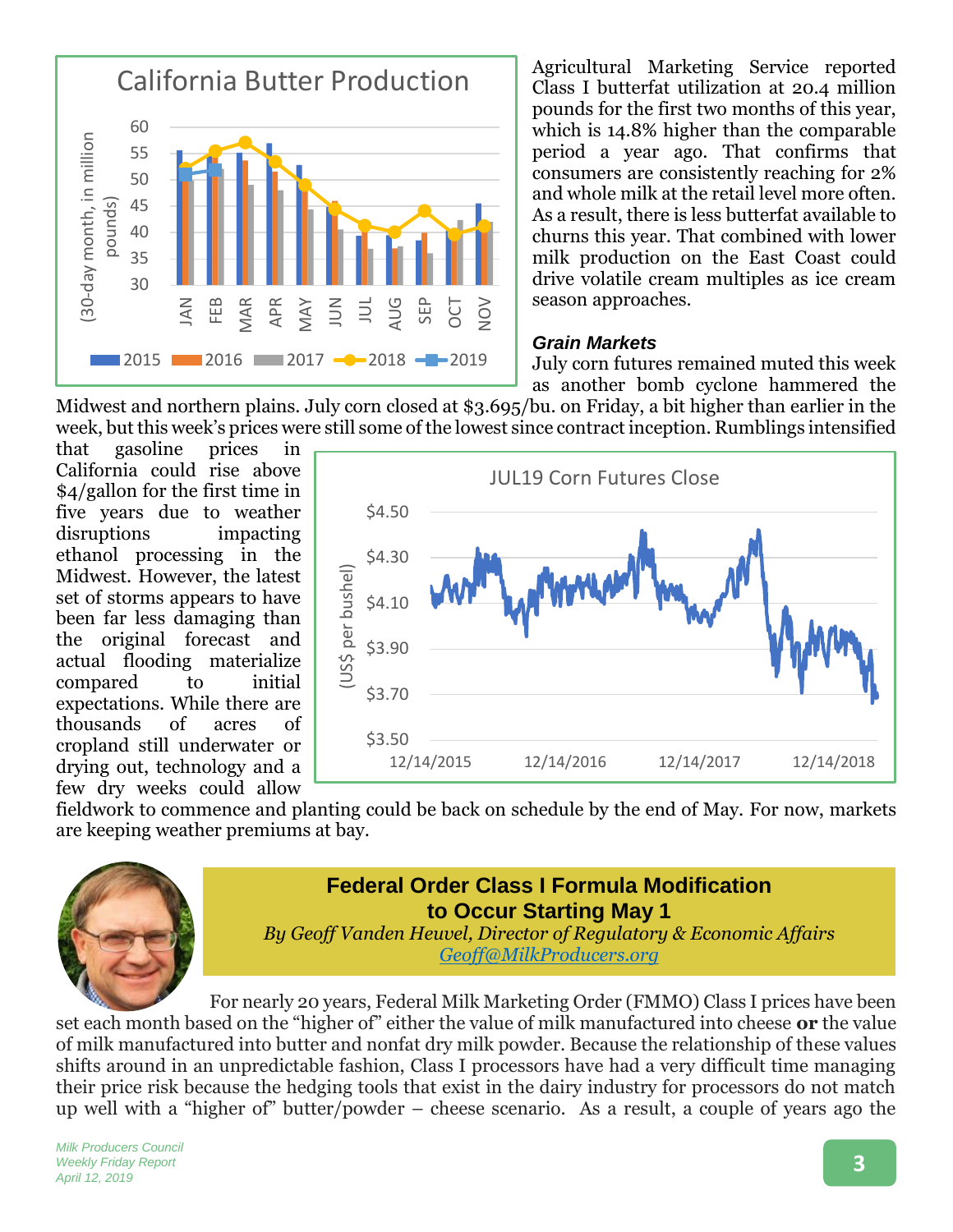Agricultural Marketing Service reported Class I butterfat utilization at 20.4 million pounds for the first two months of this year, which is 14.8% higher than the comparable period a year ago. That confirms that consumers are consistently reaching for 2% and whole milk at the retail level more often. As a result, there is less butterfat available to churns this year. That combined with lower milk production on the East Coast could drive volatile cream multiples as ice cream season approaches.

### *Grain Markets*

July corn futures remained muted this week as another bomb cyclone hammered the Midwest and northern plains. July corn closed at $3.695/bu. on Friday, a bit higher than earlier in the week, but this week's prices were still some of the lowest since contract inception. Rumblings intensified that gasoline prices in California could rise above $4/gallon for the first time in five years due to weather disruptions impacting ethanol processing in the Midwest. However, the latest set of storms appears to have been far less damaging than the original forecast and actual flooding materialize compared to initial expectations. While there are thousands of acres of cropland still underwater or drying out, technology and a few dry weeks could allow fieldwork to commence and planting could be back on schedule by the end of May. For now, markets are keeping weather premiums at bay.

## Federal Order Class I Formula Modification to Occur Starting May 1

*By Geoff Vanden Heuvel, Director of Regulatory & Economic Affairs*
*Geoff@MilkProducers.org*

For nearly 20 years, Federal Milk Marketing Order (FMMO) Class I prices have been set each month based on the "higher of" either the value of milk manufactured into cheese **or** the value of milk manufactured into butter and nonfat dry milk powder. Because the relationship of these values shifts around in an unpredictable fashion, Class I processors have had a very difficult time managing their price risk because the hedging tools that exist in the dairy industry for processors do not match up well with a "higher of" butter/powder – cheese scenario. As a result, a couple of years ago the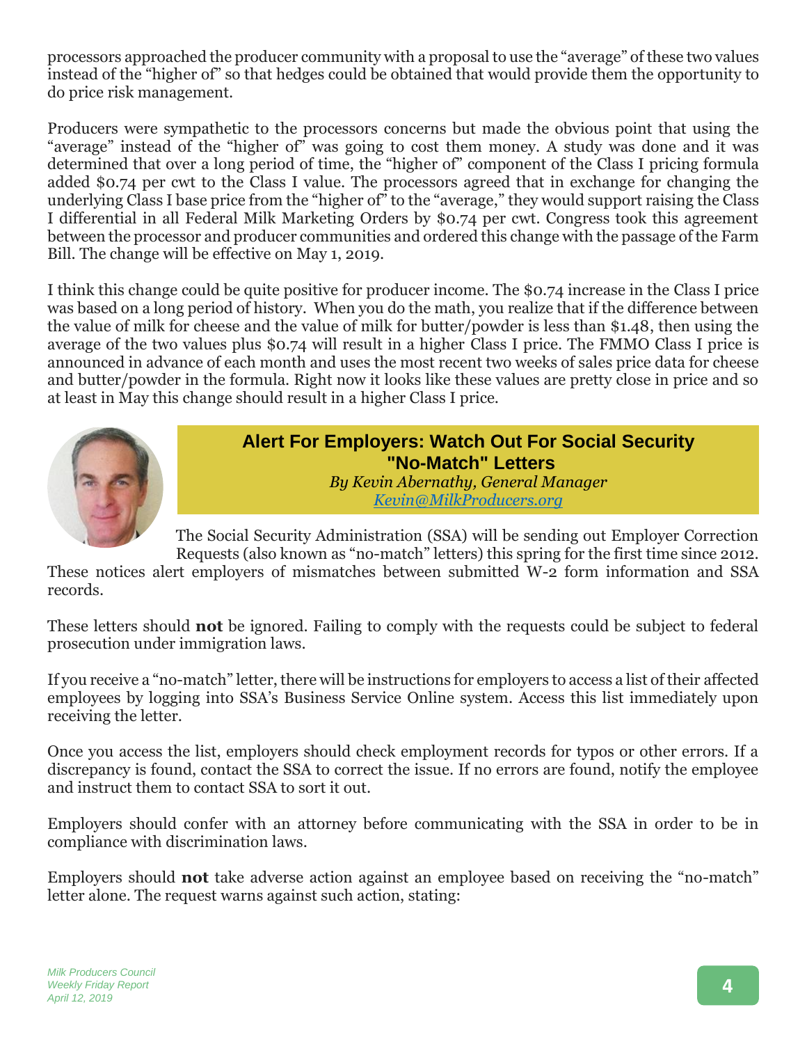processors approached the producer community with a proposal to use the "average" of these two values instead of the "higher of" so that hedges could be obtained that would provide them the opportunity to do price risk management.

Producers were sympathetic to the processors concerns but made the obvious point that using the "average" instead of the "higher of" was going to cost them money. A study was done and it was determined that over a long period of time, the "higher of" component of the Class I pricing formula added $0.74 per cwt to the Class I value. The processors agreed that in exchange for changing the underlying Class I base price from the "higher of" to the "average," they would support raising the Class I differential in all Federal Milk Marketing Orders by $0.74 per cwt. Congress took this agreement between the processor and producer communities and ordered this change with the passage of the Farm Bill. The change will be effective on May 1, 2019.

I think this change could be quite positive for producer income. The $0.74 increase in the Class I price was based on a long period of history. When you do the math, you realize that if the difference between the value of milk for cheese and the value of milk for butter/powder is less than $1.48, then using the average of the two values plus $0.74 will result in a higher Class I price. The FMMO Class I price is announced in advance of each month and uses the most recent two weeks of sales price data for cheese and butter/powder in the formula. Right now it looks like these values are pretty close in price and so at least in May this change should result in a higher Class I price.

## Alert For Employers: Watch Out For Social Security "No-Match" Letters

*By Kevin Abernathy, General Manager*
*Kevin@MilkProducers.org*

The Social Security Administration (SSA) will be sending out Employer Correction Requests (also known as "no-match" letters) this spring for the first time since 2012. These notices alert employers of mismatches between submitted W-2 form information and SSA records.

These letters should **not** be ignored. Failing to comply with the requests could be subject to federal prosecution under immigration laws.

If you receive a "no-match" letter, there will be instructions for employers to access a list of their affected employees by logging into SSA's Business Service Online system. Access this list immediately upon receiving the letter.

Once you access the list, employers should check employment records for typos or other errors. If a discrepancy is found, contact the SSA to correct the issue. If no errors are found, notify the employee and instruct them to contact SSA to sort it out.

Employers should confer with an attorney before communicating with the SSA in order to be in compliance with discrimination laws.

Employers should **not** take adverse action against an employee based on receiving the "no-match" letter alone. The request warns against such action, stating: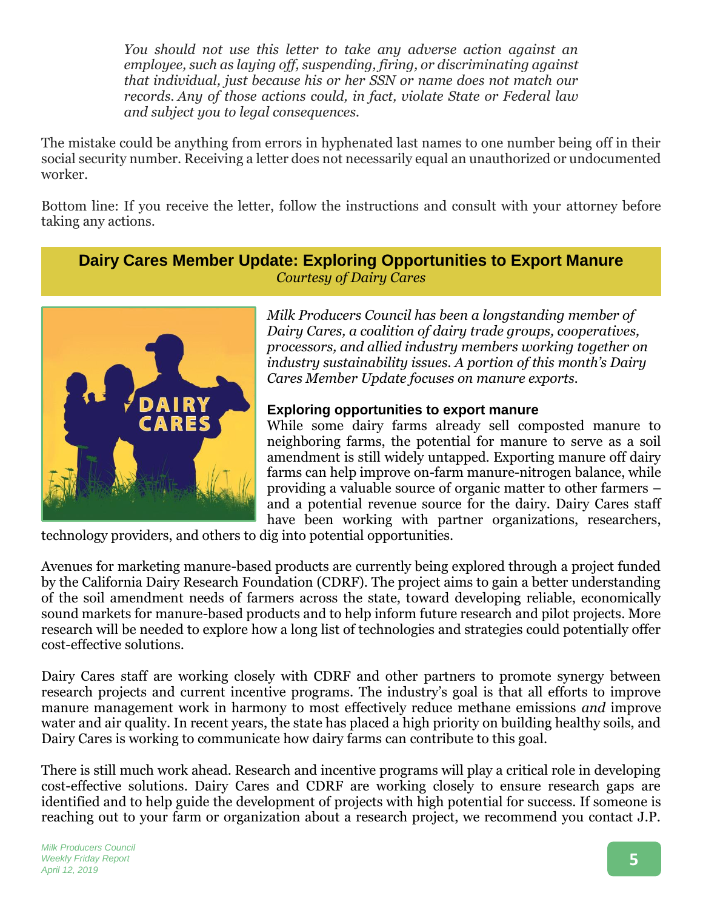> *You should not use this letter to take any adverse action against an employee, such as laying off, suspending, firing, or discriminating against that individual, just because his or her SSN or name does not match our records. Any of those actions could, in fact, violate State or Federal law and subject you to legal consequences.*

The mistake could be anything from errors in hyphenated last names to one number being off in their social security number. Receiving a letter does not necessarily equal an unauthorized or undocumented worker.

Bottom line: If you receive the letter, follow the instructions and consult with your attorney before taking any actions.

## Dairy Cares Member Update: Exploring Opportunities to Export Manure

*Courtesy of Dairy Cares*

*Milk Producers Council has been a longstanding member of Dairy Cares, a coalition of dairy trade groups, cooperatives, processors, and allied industry members working together on industry sustainability issues. A portion of this month's Dairy Cares Member Update focuses on manure exports.*

### Exploring opportunities to export manure

While some dairy farms already sell composted manure to neighboring farms, the potential for manure to serve as a soil amendment is still widely untapped. Exporting manure off dairy farms can help improve on-farm manure-nitrogen balance, while providing a valuable source of organic matter to other farmers – and a potential revenue source for the dairy. Dairy Cares staff have been working with partner organizations, researchers, technology providers, and others to dig into potential opportunities.

Avenues for marketing manure-based products are currently being explored through a project funded by the California Dairy Research Foundation (CDRF). The project aims to gain a better understanding of the soil amendment needs of farmers across the state, toward developing reliable, economically sound markets for manure-based products and to help inform future research and pilot projects. More research will be needed to explore how a long list of technologies and strategies could potentially offer cost-effective solutions.

Dairy Cares staff are working closely with CDRF and other partners to promote synergy between research projects and current incentive programs. The industry's goal is that all efforts to improve manure management work in harmony to most effectively reduce methane emissions *and* improve water and air quality. In recent years, the state has placed a high priority on building healthy soils, and Dairy Cares is working to communicate how dairy farms can contribute to this goal.

There is still much work ahead. Research and incentive programs will play a critical role in developing cost-effective solutions. Dairy Cares and CDRF are working closely to ensure research gaps are identified and to help guide the development of projects with high potential for success. If someone is reaching out to your farm or organization about a research project, we recommend you contact J.P.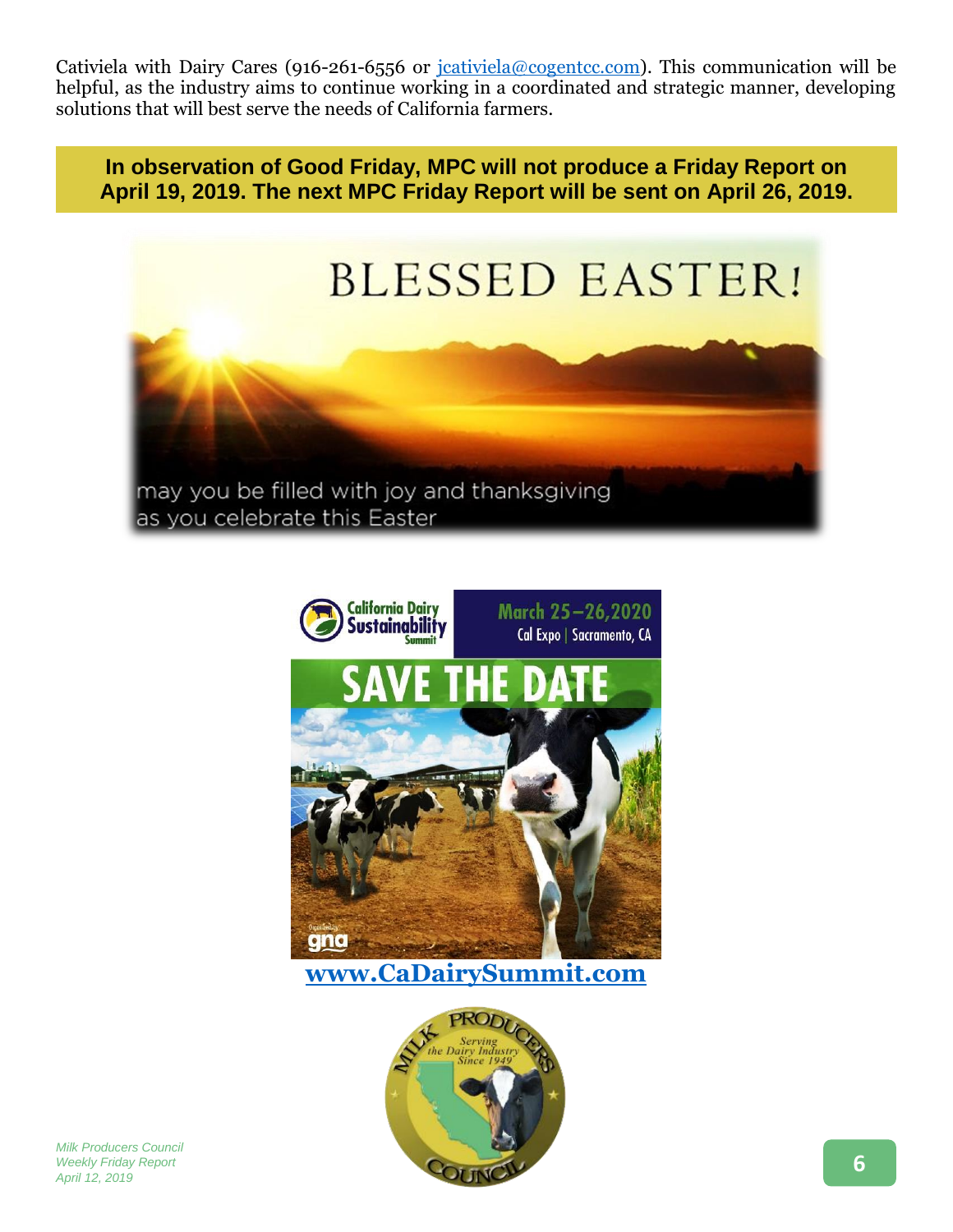Cativiela with Dairy Cares (916-261-6556 or jcativiela@cogentcc.com). This communication will be helpful, as the industry aims to continue working in a coordinated and strategic manner, developing solutions that will best serve the needs of California farmers.

**In observation of Good Friday, MPC will not produce a Friday Report on April 19, 2019. The next MPC Friday Report will be sent on April 26, 2019.**

BLESSED EASTER!

may you be filled with joy and thanksgiving
as you celebrate this Easter

California Dairy Sustainability Summit

March 25–26,2020

Cal Expo | Sacramento, CA

SAVE THE DATE

**www.CaDairySummit.com**